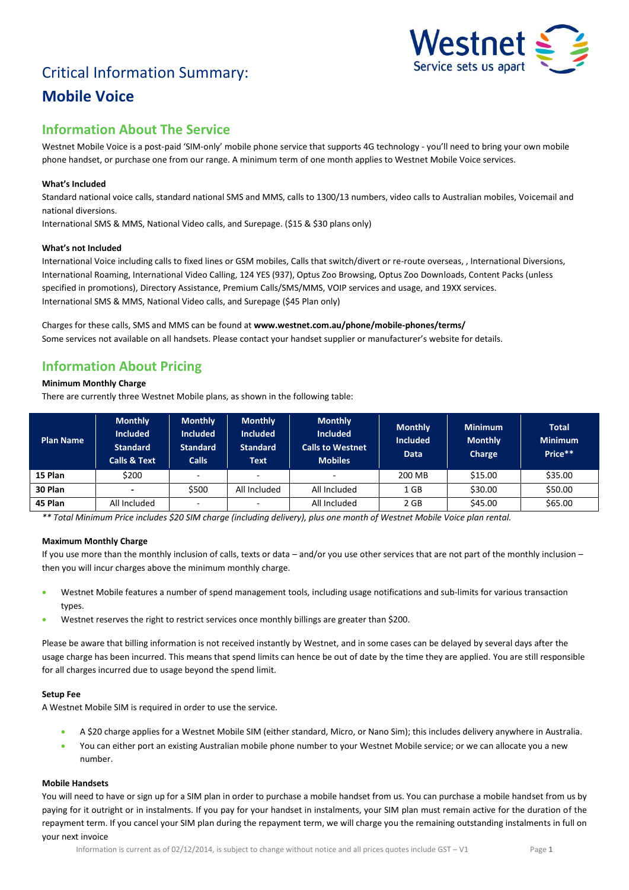# Critical Information Summary:

# Mobile Voice

## Information About The Service

Westnet Mobile Voice is a post-paid 'SIM-only' mobile phone service that supports 4G technology - you'll need to bring your own mobile phone handset, or purchase one from our range. A minimum term of one month applies to Westnet Mobile Voice services.

**What's Included**

Standard national voice calls, standard national SMS and MMS, calls to 1300/13 numbers, video calls to Australian mobiles, Voicemail and national diversions.

International SMS & MMS, National Video calls, and Surepage. ($15 & $30 plans only)

**What's not Included**

International Voice including calls to fixed lines or GSM mobiles, Calls that switch/divert or re-route overseas, , International Diversions, International Roaming, International Video Calling, 124 YES (937), Optus Zoo Browsing, Optus Zoo Downloads, Content Packs (unless specified in promotions), Directory Assistance, Premium Calls/SMS/MMS, VOIP services and usage, and 19XX services.

International SMS & MMS, National Video calls, and Surepage ($45 Plan only)

Charges for these calls, SMS and MMS can be found at **www.westnet.com.au/phone/mobile-phones/terms/**

Some services not available on all handsets. Please contact your handset supplier or manufacturer's website for details.

## Information About Pricing

**Minimum Monthly Charge**

There are currently three Westnet Mobile plans, as shown in the following table:

| Plan Name | Monthly Included Standard Calls & Text | Monthly Included Standard Calls | Monthly Included Standard Text | Monthly Included Calls to Westnet Mobiles | Monthly Included Data | Minimum Monthly Charge | Total Minimum Price** |
|---|---|---|---|---|---|---|---|
| **15 Plan** | $200 | - | - | - | 200 MB | $15.00 | $35.00 |
| **30 Plan** | - | $500 | All Included | All Included | 1 GB | $30.00 | $50.00 |
| **45 Plan** | All Included | - | - | All Included | 2 GB | $45.00 | $65.00 |

*** Total Minimum Price includes $20 SIM charge (including delivery), plus one month of Westnet Mobile Voice plan rental.*

**Maximum Monthly Charge**

If you use more than the monthly inclusion of calls, texts or data – and/or you use other services that are not part of the monthly inclusion – then you will incur charges above the minimum monthly charge.

- Westnet Mobile features a number of spend management tools, including usage notifications and sub-limits for various transaction types.
- Westnet reserves the right to restrict services once monthly billings are greater than $200.

Please be aware that billing information is not received instantly by Westnet, and in some cases can be delayed by several days after the usage charge has been incurred. This means that spend limits can hence be out of date by the time they are applied. You are still responsible for all charges incurred due to usage beyond the spend limit.

**Setup Fee**

A Westnet Mobile SIM is required in order to use the service.

- A $20 charge applies for a Westnet Mobile SIM (either standard, Micro, or Nano Sim); this includes delivery anywhere in Australia.
- You can either port an existing Australian mobile phone number to your Westnet Mobile service; or we can allocate you a new number.

**Mobile Handsets**

You will need to have or sign up for a SIM plan in order to purchase a mobile handset from us. You can purchase a mobile handset from us by paying for it outright or in instalments. If you pay for your handset in instalments, your SIM plan must remain active for the duration of the repayment term. If you cancel your SIM plan during the repayment term, we will charge you the remaining outstanding instalments in full on your next invoice

Information is current as of 02/12/2014, is subject to change without notice and all prices quotes include GST – V1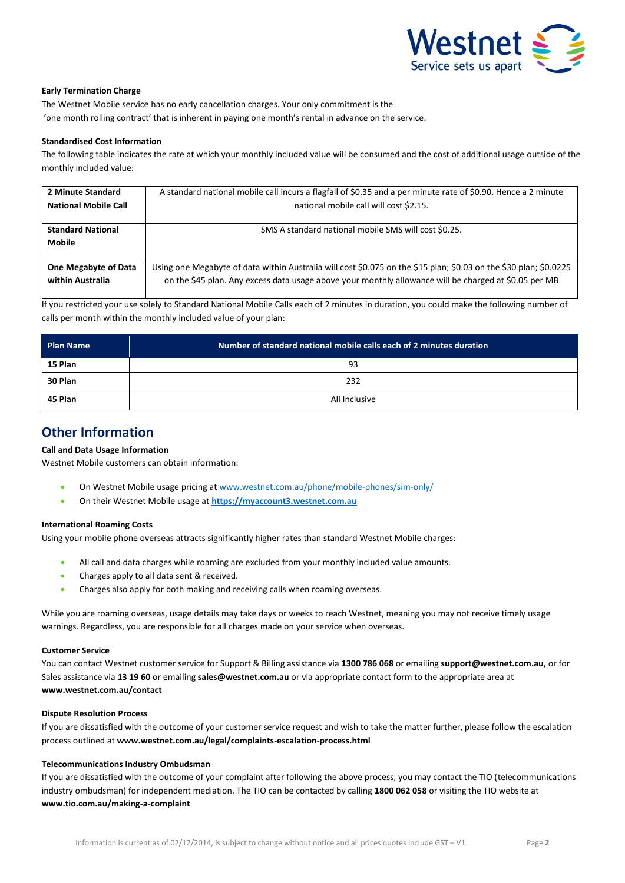**Early Termination Charge**

The Westnet Mobile service has no early cancellation charges. Your only commitment is the 'one month rolling contract' that is inherent in paying one month's rental in advance on the service.

**Standardised Cost Information**

The following table indicates the rate at which your monthly included value will be consumed and the cost of additional usage outside of the monthly included value:

| | |
|---|---|
| **2 Minute Standard National Mobile Call** | A standard national mobile call incurs a flagfall of $0.35 and a per minute rate of $0.90. Hence a 2 minute national mobile call will cost $2.15. |
| **Standard National Mobile** | SMS A standard national mobile SMS will cost $0.25. |
| **One Megabyte of Data within Australia** | Using one Megabyte of data within Australia will cost $0.075 on the $15 plan; $0.03 on the $30 plan; $0.0225 on the $45 plan. Any excess data usage above your monthly allowance will be charged at $0.05 per MB |

If you restricted your use solely to Standard National Mobile Calls each of 2 minutes in duration, you could make the following number of calls per month within the monthly included value of your plan:

| Plan Name | Number of standard national mobile calls each of 2 minutes duration |
|---|---|
| **15 Plan** | 93 |
| **30 Plan** | 232 |
| **45 Plan** | All Inclusive |

## Other Information

**Call and Data Usage Information**

Westnet Mobile customers can obtain information:

- On Westnet Mobile usage pricing at www.westnet.com.au/phone/mobile-phones/sim-only/
- On their Westnet Mobile usage at **https://myaccount3.westnet.com.au**

**International Roaming Costs**

Using your mobile phone overseas attracts significantly higher rates than standard Westnet Mobile charges:

- All call and data charges while roaming are excluded from your monthly included value amounts.
- Charges apply to all data sent & received.
- Charges also apply for both making and receiving calls when roaming overseas.

While you are roaming overseas, usage details may take days or weeks to reach Westnet, meaning you may not receive timely usage warnings. Regardless, you are responsible for all charges made on your service when overseas.

**Customer Service**

You can contact Westnet customer service for Support & Billing assistance via **1300 786 068** or emailing **support@westnet.com.au**, or for Sales assistance via **13 19 60** or emailing **sales@westnet.com.au** or via appropriate contact form to the appropriate area at **www.westnet.com.au/contact**

**Dispute Resolution Process**

If you are dissatisfied with the outcome of your customer service request and wish to take the matter further, please follow the escalation process outlined at **www.westnet.com.au/legal/complaints-escalation-process.html**

**Telecommunications Industry Ombudsman**

If you are dissatisfied with the outcome of your complaint after following the above process, you may contact the TIO (telecommunications industry ombudsman) for independent mediation. The TIO can be contacted by calling **1800 062 058** or visiting the TIO website at **www.tio.com.au/making-a-complaint**

Information is current as of 02/12/2014, is subject to change without notice and all prices quotes include GST – V1